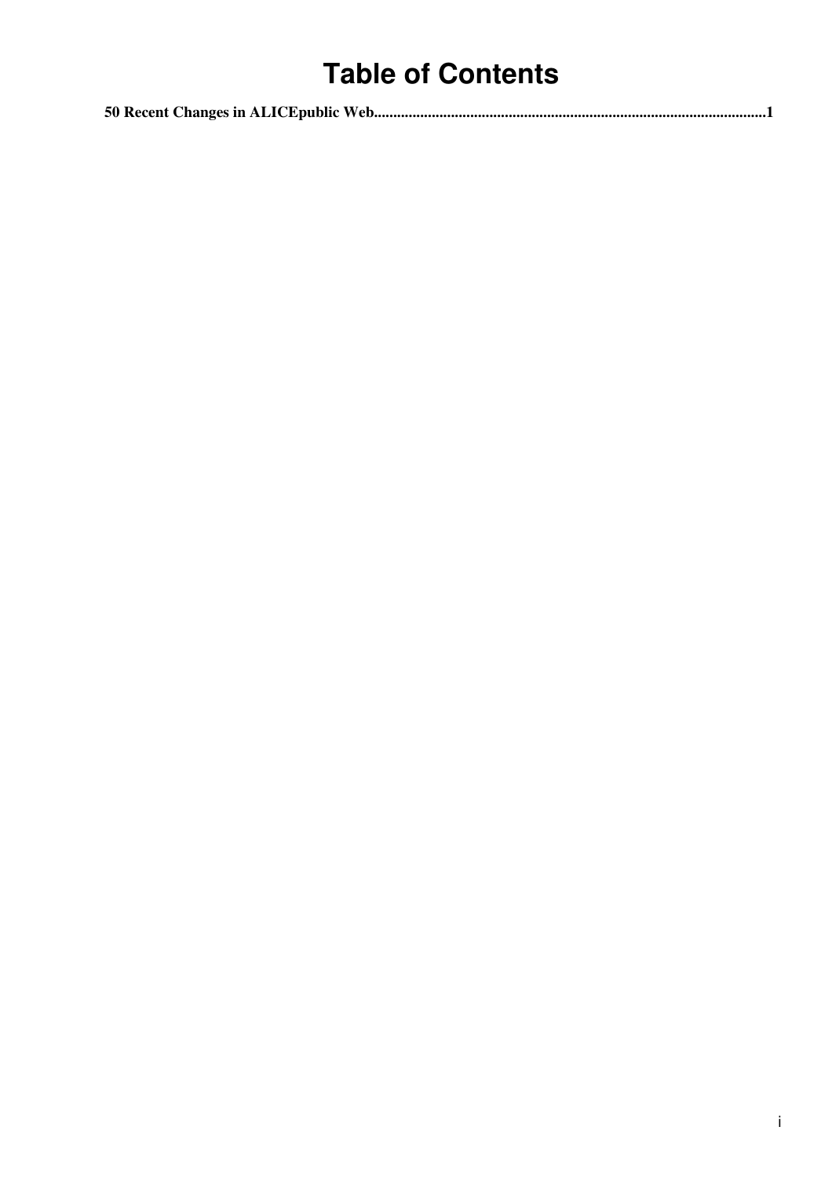# Table of Contents

**50 Recent Changes in ALICEpublic Web......................................................................................................1**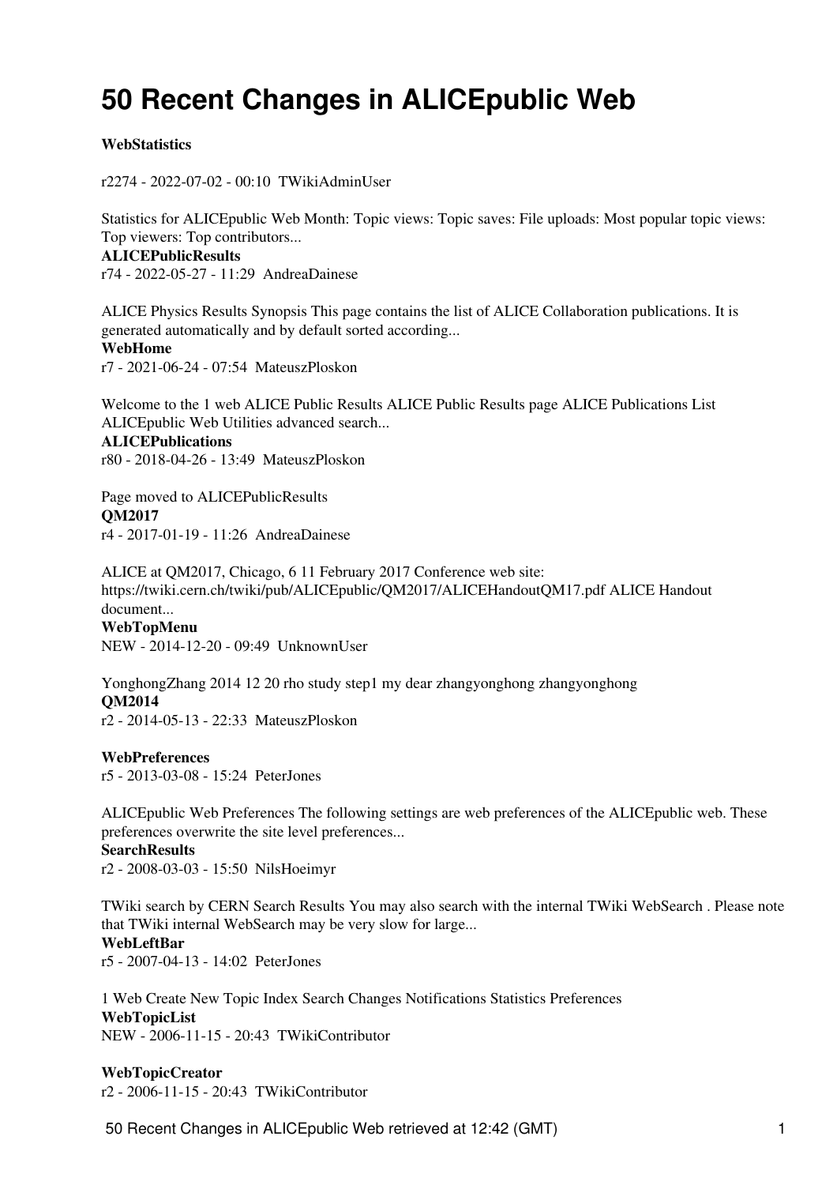# 50 Recent Changes in ALICEpublic Web

**WebStatistics**

r2274 - 2022-07-02 - 00:10 TWikiAdminUser

Statistics for ALICEpublic Web Month: Topic views: Topic saves: File uploads: Most popular topic views: Top viewers: Top contributors...

**ALICEPublicResults**

r74 - 2022-05-27 - 11:29 AndreaDainese

ALICE Physics Results Synopsis This page contains the list of ALICE Collaboration publications. It is generated automatically and by default sorted according...

**WebHome**

r7 - 2021-06-24 - 07:54 MateuszPloskon

Welcome to the 1 web ALICE Public Results ALICE Public Results page ALICE Publications List ALICEpublic Web Utilities advanced search...

**ALICEPublications**

r80 - 2018-04-26 - 13:49 MateuszPloskon

Page moved to ALICEPublicResults

**QM2017**

r4 - 2017-01-19 - 11:26 AndreaDainese

ALICE at QM2017, Chicago, 6 11 February 2017 Conference web site: https://twiki.cern.ch/twiki/pub/ALICEpublic/QM2017/ALICEHandoutQM17.pdf ALICE Handout document...

**WebTopMenu**

NEW - 2014-12-20 - 09:49 UnknownUser

YonghongZhang 2014 12 20 rho study step1 my dear zhangyonghong zhangyonghong

**QM2014**

r2 - 2014-05-13 - 22:33 MateuszPloskon

**WebPreferences**

r5 - 2013-03-08 - 15:24 PeterJones

ALICEpublic Web Preferences The following settings are web preferences of the ALICEpublic web. These preferences overwrite the site level preferences...

**SearchResults**

r2 - 2008-03-03 - 15:50 NilsHoeimyr

TWiki search by CERN Search Results You may also search with the internal TWiki WebSearch . Please note that TWiki internal WebSearch may be very slow for large...

**WebLeftBar**

r5 - 2007-04-13 - 14:02 PeterJones

1 Web Create New Topic Index Search Changes Notifications Statistics Preferences

**WebTopicList**

NEW - 2006-11-15 - 20:43 TWikiContributor

**WebTopicCreator**

r2 - 2006-11-15 - 20:43 TWikiContributor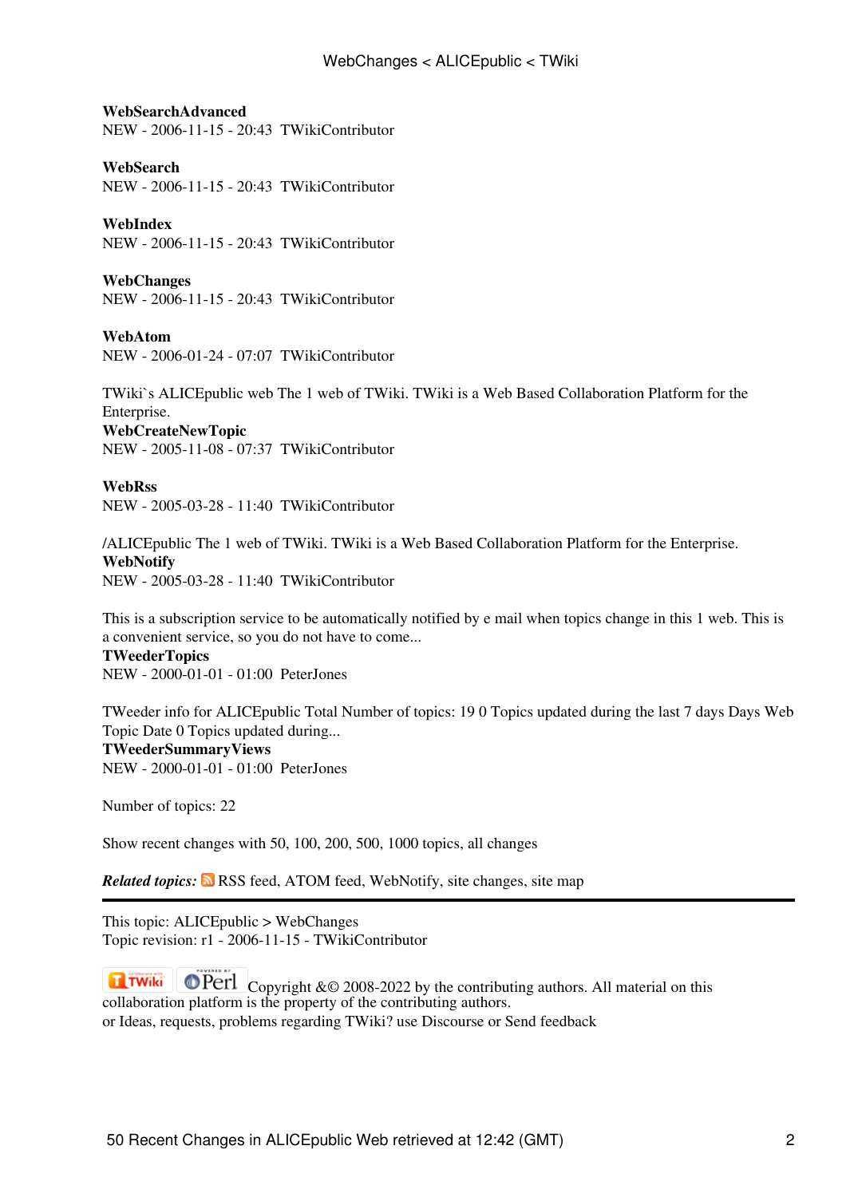**WebSearchAdvanced**
NEW - 2006-11-15 - 20:43  TWikiContributor

**WebSearch**
NEW - 2006-11-15 - 20:43  TWikiContributor

**WebIndex**
NEW - 2006-11-15 - 20:43  TWikiContributor

**WebChanges**
NEW - 2006-11-15 - 20:43  TWikiContributor

**WebAtom**
NEW - 2006-01-24 - 07:07  TWikiContributor

TWiki`s ALICEpublic web The 1 web of TWiki. TWiki is a Web Based Collaboration Platform for the Enterprise.

**WebCreateNewTopic**
NEW - 2005-11-08 - 07:37  TWikiContributor

**WebRss**
NEW - 2005-03-28 - 11:40  TWikiContributor

/ALICEpublic The 1 web of TWiki. TWiki is a Web Based Collaboration Platform for the Enterprise.

**WebNotify**
NEW - 2005-03-28 - 11:40  TWikiContributor

This is a subscription service to be automatically notified by e mail when topics change in this 1 web. This is a convenient service, so you do not have to come...

**TWeederTopics**
NEW - 2000-01-01 - 01:00  PeterJones

TWeeder info for ALICEpublic Total Number of topics: 19 0 Topics updated during the last 7 days Days Web Topic Date 0 Topics updated during...

**TWeederSummaryViews**
NEW - 2000-01-01 - 01:00  PeterJones

Number of topics: 22

Show recent changes with 50, 100, 200, 500, 1000 topics, all changes

***Related topics:*** RSS feed, ATOM feed, WebNotify, site changes, site map

---

This topic: ALICEpublic > WebChanges
Topic revision: r1 - 2006-11-15 - TWikiContributor

Copyright &© 2008-2022 by the contributing authors. All material on this collaboration platform is the property of the contributing authors.
or Ideas, requests, problems regarding TWiki? use Discourse or Send feedback